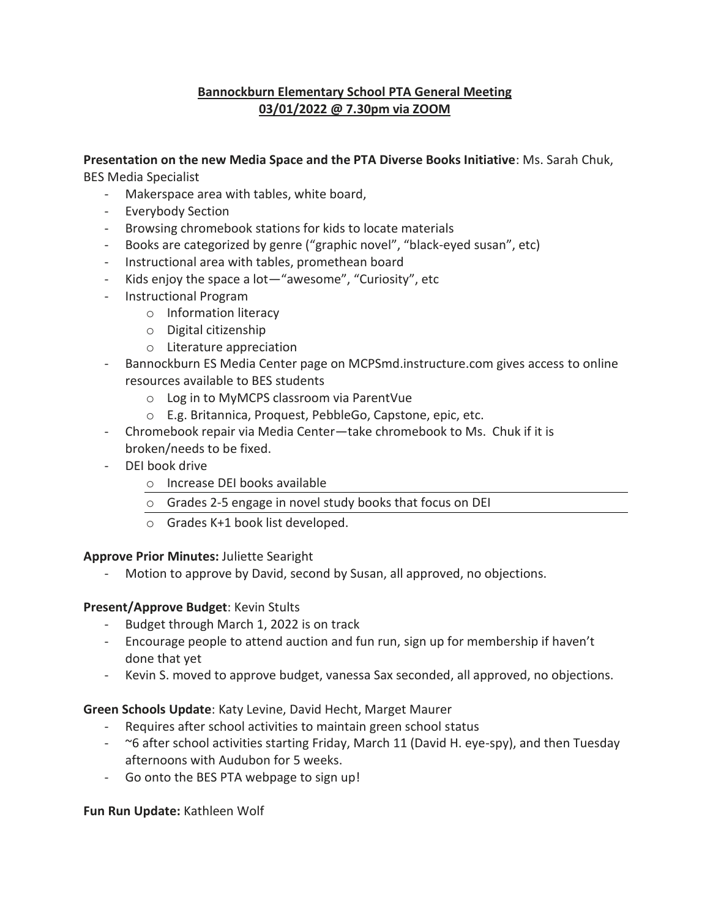**Bannockburn Elementary School PTA General Meeting**
**03/01/2022 @ 7.30pm via ZOOM**

**Presentation on the new Media Space and the PTA Diverse Books Initiative**: Ms. Sarah Chuk, BES Media Specialist

- Makerspace area with tables, white board,
- Everybody Section
- Browsing chromebook stations for kids to locate materials
- Books are categorized by genre ("graphic novel", "black-eyed susan", etc)
- Instructional area with tables, promethean board
- Kids enjoy the space a lot—"awesome", "Curiosity", etc
- Instructional Program
  - Information literacy
  - Digital citizenship
  - Literature appreciation
- Bannockburn ES Media Center page on MCPSmd.instructure.com gives access to online resources available to BES students
  - Log in to MyMCPS classroom via ParentVue
  - E.g. Britannica, Proquest, PebbleGo, Capstone, epic, etc.
- Chromebook repair via Media Center—take chromebook to Ms. Chuk if it is broken/needs to be fixed.
- DEI book drive
  - Increase DEI books available
  - Grades 2-5 engage in novel study books that focus on DEI
  - Grades K+1 book list developed.

**Approve Prior Minutes:** Juliette Searight

- Motion to approve by David, second by Susan, all approved, no objections.

**Present/Approve Budget**: Kevin Stults

- Budget through March 1, 2022 is on track
- Encourage people to attend auction and fun run, sign up for membership if haven't done that yet
- Kevin S. moved to approve budget, vanessa Sax seconded, all approved, no objections.

**Green Schools Update**: Katy Levine, David Hecht, Marget Maurer

- Requires after school activities to maintain green school status
- ~6 after school activities starting Friday, March 11 (David H. eye-spy), and then Tuesday afternoons with Audubon for 5 weeks.
- Go onto the BES PTA webpage to sign up!

**Fun Run Update:** Kathleen Wolf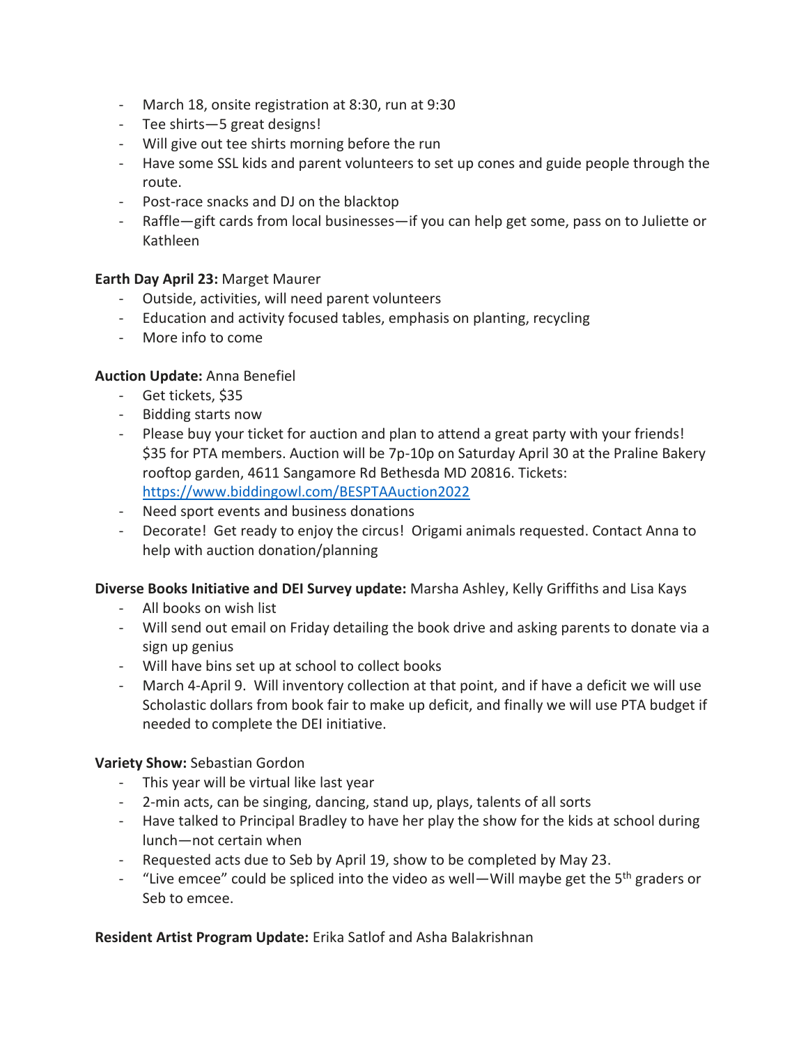- March 18, onsite registration at 8:30, run at 9:30
- Tee shirts—5 great designs!
- Will give out tee shirts morning before the run
- Have some SSL kids and parent volunteers to set up cones and guide people through the route.
- Post-race snacks and DJ on the blacktop
- Raffle—gift cards from local businesses—if you can help get some, pass on to Juliette or Kathleen

**Earth Day April 23:** Marget Maurer

- Outside, activities, will need parent volunteers
- Education and activity focused tables, emphasis on planting, recycling
- More info to come

**Auction Update:** Anna Benefiel

- Get tickets, $35
- Bidding starts now
- Please buy your ticket for auction and plan to attend a great party with your friends! $35 for PTA members. Auction will be 7p-10p on Saturday April 30 at the Praline Bakery rooftop garden, 4611 Sangamore Rd Bethesda MD 20816. Tickets: [https://www.biddingowl.com/BESPTAAuction2022](https://www.biddingowl.com/BESPTAAuction2022)
- Need sport events and business donations
- Decorate! Get ready to enjoy the circus! Origami animals requested. Contact Anna to help with auction donation/planning

**Diverse Books Initiative and DEI Survey update:** Marsha Ashley, Kelly Griffiths and Lisa Kays

- All books on wish list
- Will send out email on Friday detailing the book drive and asking parents to donate via a sign up genius
- Will have bins set up at school to collect books
- March 4-April 9. Will inventory collection at that point, and if have a deficit we will use Scholastic dollars from book fair to make up deficit, and finally we will use PTA budget if needed to complete the DEI initiative.

**Variety Show:** Sebastian Gordon

- This year will be virtual like last year
- 2-min acts, can be singing, dancing, stand up, plays, talents of all sorts
- Have talked to Principal Bradley to have her play the show for the kids at school during lunch—not certain when
- Requested acts due to Seb by April 19, show to be completed by May 23.
- "Live emcee" could be spliced into the video as well—Will maybe get the 5th graders or Seb to emcee.

**Resident Artist Program Update:** Erika Satlof and Asha Balakrishnan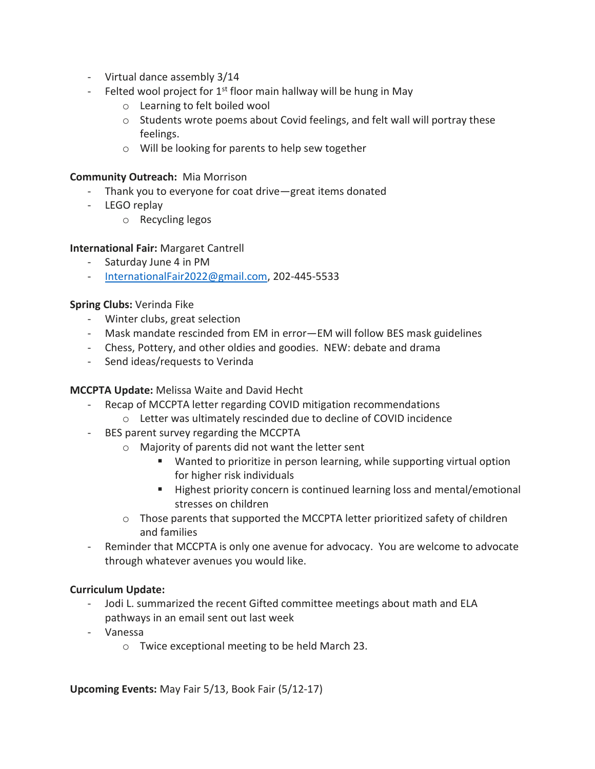- Virtual dance assembly 3/14
- Felted wool project for 1st floor main hallway will be hung in May
  - Learning to felt boiled wool
  - Students wrote poems about Covid feelings, and felt wall will portray these feelings.
  - Will be looking for parents to help sew together

**Community Outreach:** Mia Morrison

- Thank you to everyone for coat drive—great items donated
- LEGO replay
  - Recycling legos

**International Fair:** Margaret Cantrell

- Saturday June 4 in PM
- InternationalFair2022@gmail.com, 202-445-5533

**Spring Clubs:** Verinda Fike

- Winter clubs, great selection
- Mask mandate rescinded from EM in error—EM will follow BES mask guidelines
- Chess, Pottery, and other oldies and goodies. NEW: debate and drama
- Send ideas/requests to Verinda

**MCCPTA Update:** Melissa Waite and David Hecht

- Recap of MCCPTA letter regarding COVID mitigation recommendations
  - Letter was ultimately rescinded due to decline of COVID incidence
- BES parent survey regarding the MCCPTA
  - Majority of parents did not want the letter sent
    - Wanted to prioritize in person learning, while supporting virtual option for higher risk individuals
    - Highest priority concern is continued learning loss and mental/emotional stresses on children
  - Those parents that supported the MCCPTA letter prioritized safety of children and families
- Reminder that MCCPTA is only one avenue for advocacy. You are welcome to advocate through whatever avenues you would like.

**Curriculum Update:**

- Jodi L. summarized the recent Gifted committee meetings about math and ELA pathways in an email sent out last week
- Vanessa
  - Twice exceptional meeting to be held March 23.

**Upcoming Events:** May Fair 5/13, Book Fair (5/12-17)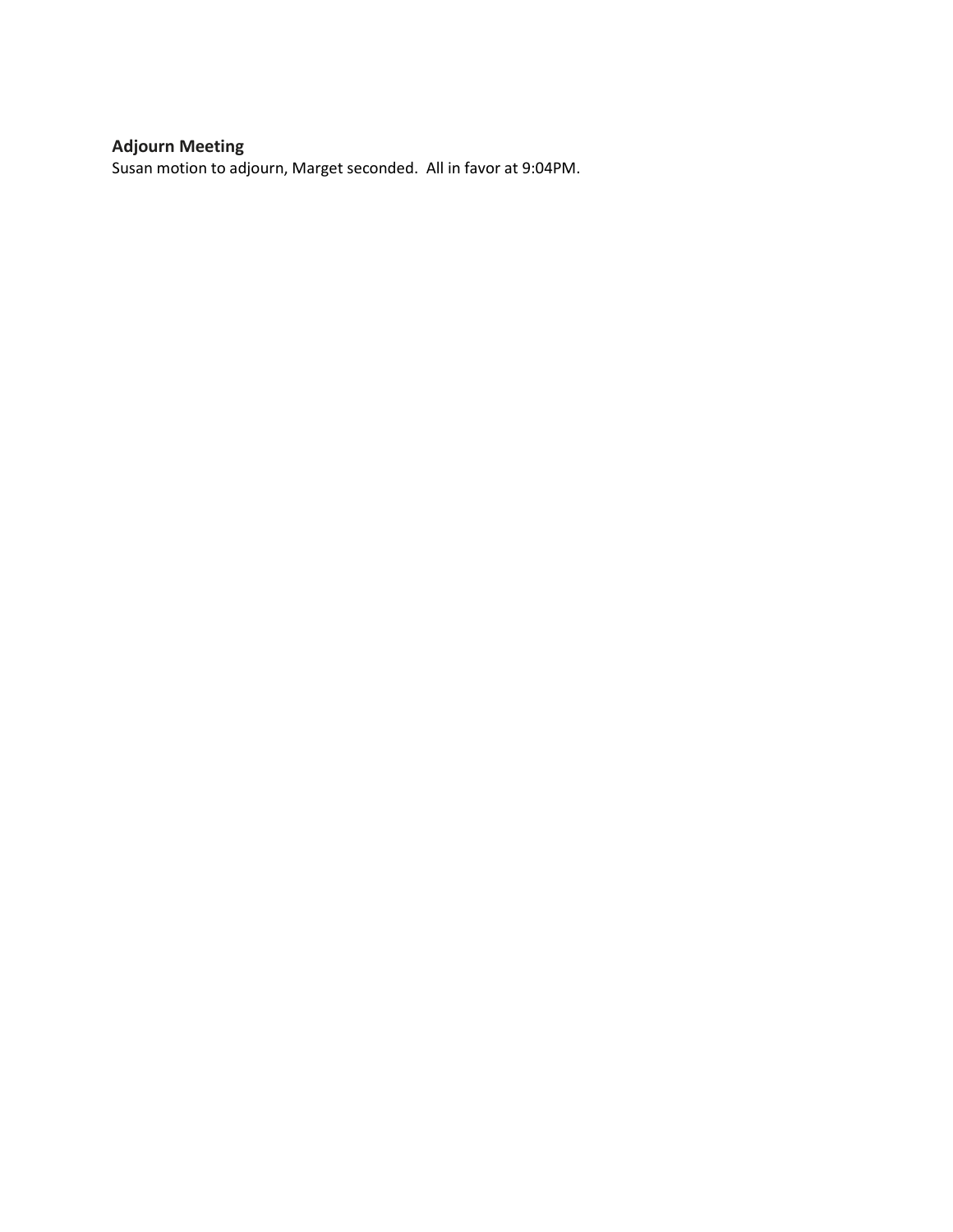**Adjourn Meeting**

Susan motion to adjourn, Marget seconded. All in favor at 9:04PM.